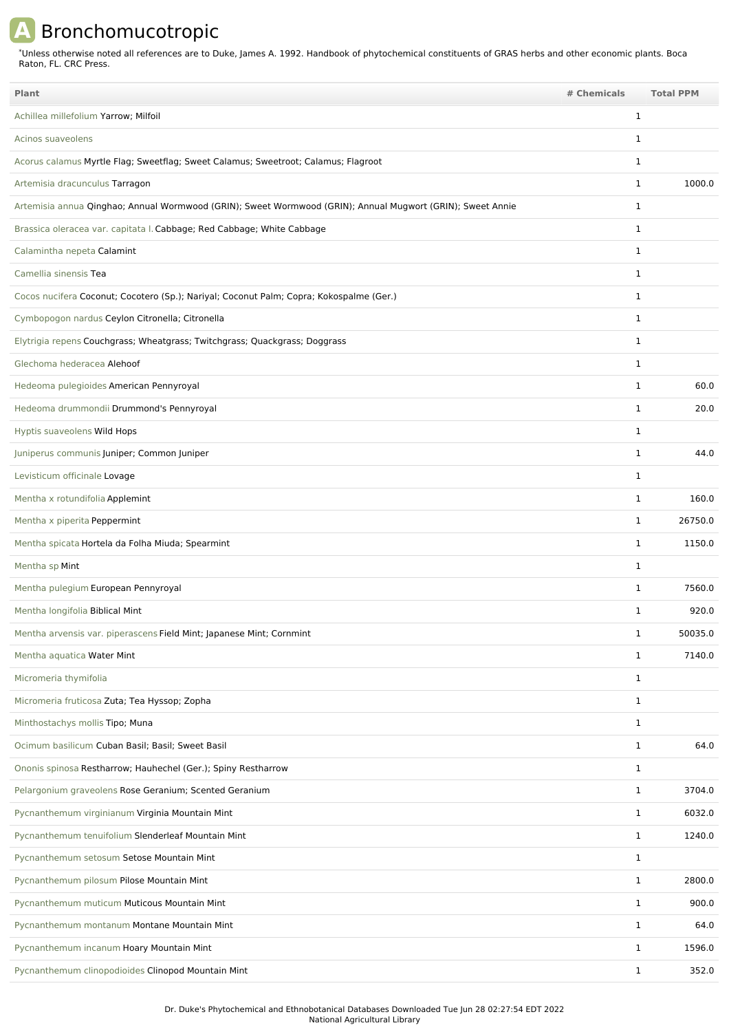# A Bronchomucotropic

*Unless otherwise noted all references are to Duke, James A. 1992. Handbook of phytochemical constituents of GRAS herbs and other economic plants. Boca Raton, FL. CRC Press.

| Plant | # Chemicals | Total PPM |
|---|---|---|
| Achillea millefolium Yarrow; Milfoil | 1 | |
| Acinos suaveolens | 1 | |
| Acorus calamus Myrtle Flag; Sweetflag; Sweet Calamus; Sweetroot; Calamus; Flagroot | 1 | |
| Artemisia dracunculus Tarragon | 1 | 1000.0 |
| Artemisia annua Qinghao; Annual Wormwood (GRIN); Sweet Wormwood (GRIN); Annual Mugwort (GRIN); Sweet Annie | 1 | |
| Brassica oleracea var. capitata l. Cabbage; Red Cabbage; White Cabbage | 1 | |
| Calamintha nepeta Calamint | 1 | |
| Camellia sinensis Tea | 1 | |
| Cocos nucifera Coconut; Cocotero (Sp.); Nariyal; Coconut Palm; Copra; Kokospalme (Ger.) | 1 | |
| Cymbopogon nardus Ceylon Citronella; Citronella | 1 | |
| Elytrigia repens Couchgrass; Wheatgrass; Twitchgrass; Quackgrass; Doggrass | 1 | |
| Glechoma hederacea Alehoof | 1 | |
| Hedeoma pulegioides American Pennyroyal | 1 | 60.0 |
| Hedeoma drummondii Drummond's Pennyroyal | 1 | 20.0 |
| Hyptis suaveolens Wild Hops | 1 | |
| Juniperus communis Juniper; Common Juniper | 1 | 44.0 |
| Levisticum officinale Lovage | 1 | |
| Mentha x rotundifolia Applemint | 1 | 160.0 |
| Mentha x piperita Peppermint | 1 | 26750.0 |
| Mentha spicata Hortela da Folha Miuda; Spearmint | 1 | 1150.0 |
| Mentha sp Mint | 1 | |
| Mentha pulegium European Pennyroyal | 1 | 7560.0 |
| Mentha longifolia Biblical Mint | 1 | 920.0 |
| Mentha arvensis var. piperascens Field Mint; Japanese Mint; Cornmint | 1 | 50035.0 |
| Mentha aquatica Water Mint | 1 | 7140.0 |
| Micromeria thymifolia | 1 | |
| Micromeria fruticosa Zuta; Tea Hyssop; Zopha | 1 | |
| Minthostachys mollis Tipo; Muna | 1 | |
| Ocimum basilicum Cuban Basil; Basil; Sweet Basil | 1 | 64.0 |
| Ononis spinosa Restharrow; Hauhechel (Ger.); Spiny Restharrow | 1 | |
| Pelargonium graveolens Rose Geranium; Scented Geranium | 1 | 3704.0 |
| Pycnanthemum virginianum Virginia Mountain Mint | 1 | 6032.0 |
| Pycnanthemum tenuifolium Slenderleaf Mountain Mint | 1 | 1240.0 |
| Pycnanthemum setosum Setose Mountain Mint | 1 | |
| Pycnanthemum pilosum Pilose Mountain Mint | 1 | 2800.0 |
| Pycnanthemum muticum Muticous Mountain Mint | 1 | 900.0 |
| Pycnanthemum montanum Montane Mountain Mint | 1 | 64.0 |
| Pycnanthemum incanum Hoary Mountain Mint | 1 | 1596.0 |
| Pycnanthemum clinopodioides Clinopod Mountain Mint | 1 | 352.0 |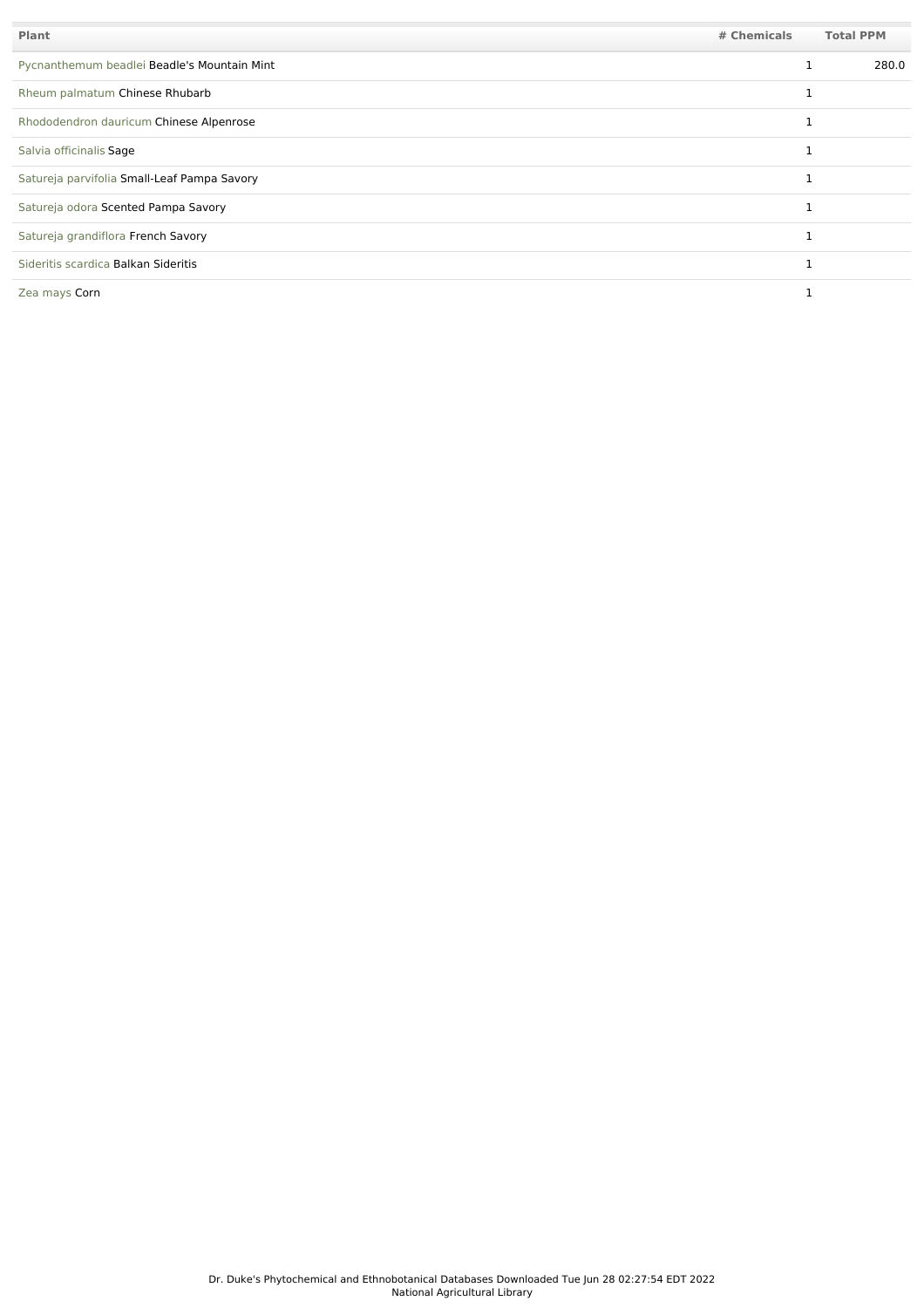| Plant | # Chemicals | Total PPM |
| --- | --- | --- |
| Pycnanthemum beadlei Beadle's Mountain Mint | 1 | 280.0 |
| Rheum palmatum Chinese Rhubarb | 1 | |
| Rhododendron dauricum Chinese Alpenrose | 1 | |
| Salvia officinalis Sage | 1 | |
| Satureja parvifolia Small-Leaf Pampa Savory | 1 | |
| Satureja odora Scented Pampa Savory | 1 | |
| Satureja grandiflora French Savory | 1 | |
| Sideritis scardica Balkan Sideritis | 1 | |
| Zea mays Corn | 1 | |

Dr. Duke's Phytochemical and Ethnobotanical Databases Downloaded Tue Jun 28 02:27:54 EDT 2022
National Agricultural Library